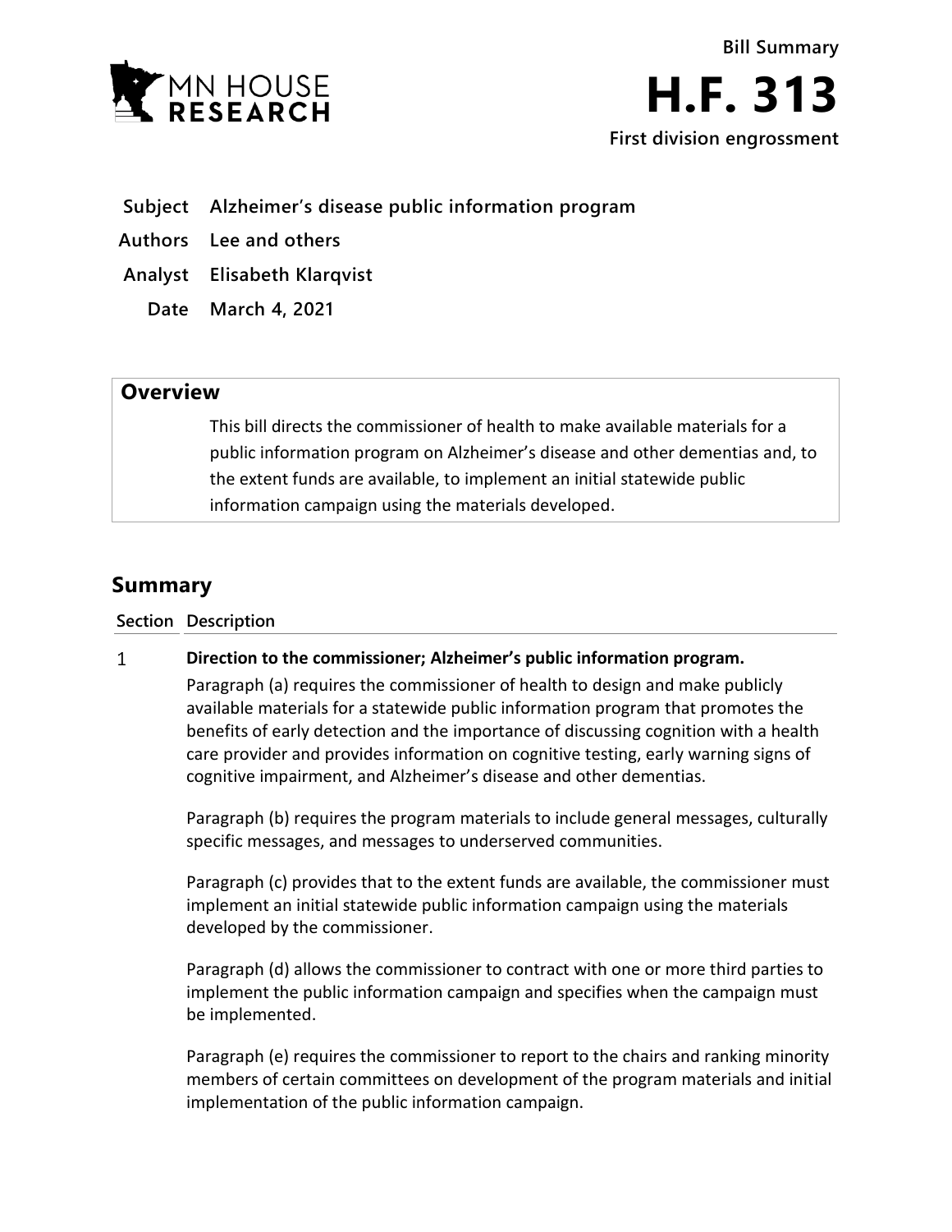Bill Summary

# H.F. 313

**First division engrossment**

| | |
|---|---|
| **Subject** | **Alzheimer's disease public information program** |
| **Authors** | **Lee and others** |
| **Analyst** | **Elisabeth Klarqvist** |
| **Date** | **March 4, 2021** |

## Overview

This bill directs the commissioner of health to make available materials for a public information program on Alzheimer's disease and other dementias and, to the extent funds are available, to implement an initial statewide public information campaign using the materials developed.

## Summary

| Section | Description |
|---|---|
| 1 | **Direction to the commissioner; Alzheimer's public information program.** |

Paragraph (a) requires the commissioner of health to design and make publicly available materials for a statewide public information program that promotes the benefits of early detection and the importance of discussing cognition with a health care provider and provides information on cognitive testing, early warning signs of cognitive impairment, and Alzheimer's disease and other dementias.

Paragraph (b) requires the program materials to include general messages, culturally specific messages, and messages to underserved communities.

Paragraph (c) provides that to the extent funds are available, the commissioner must implement an initial statewide public information campaign using the materials developed by the commissioner.

Paragraph (d) allows the commissioner to contract with one or more third parties to implement the public information campaign and specifies when the campaign must be implemented.

Paragraph (e) requires the commissioner to report to the chairs and ranking minority members of certain committees on development of the program materials and initial implementation of the public information campaign.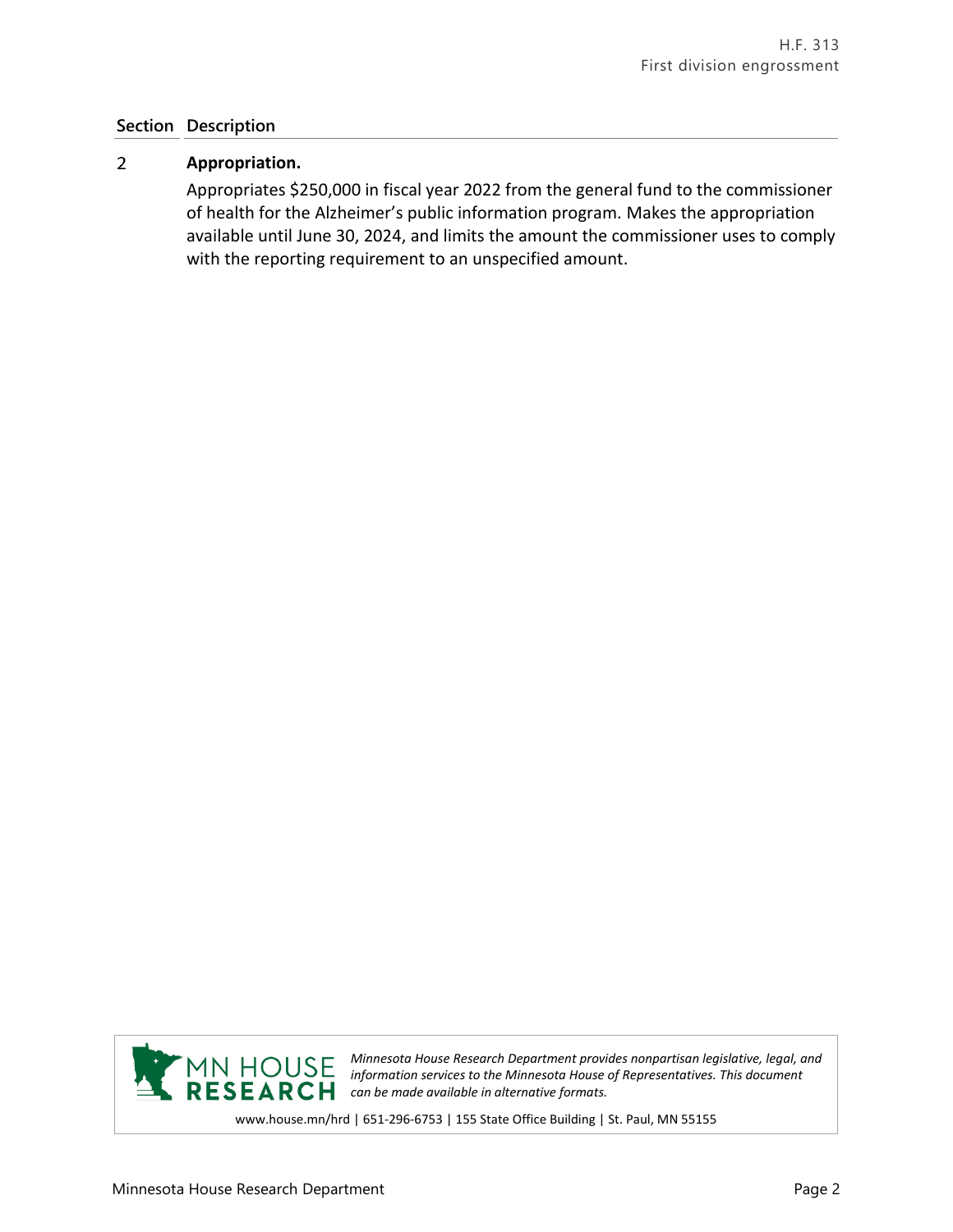| Section | Description |
| --- | --- |
| 2 | **Appropriation.** Appropriates $250,000 in fiscal year 2022 from the general fund to the commissioner of health for the Alzheimer's public information program. Makes the appropriation available until June 30, 2024, and limits the amount the commissioner uses to comply with the reporting requirement to an unspecified amount. |

*Minnesota House Research Department provides nonpartisan legislative, legal, and information services to the Minnesota House of Representatives. This document can be made available in alternative formats.*

www.house.mn/hrd | 651-296-6753 | 155 State Office Building | St. Paul, MN 55155